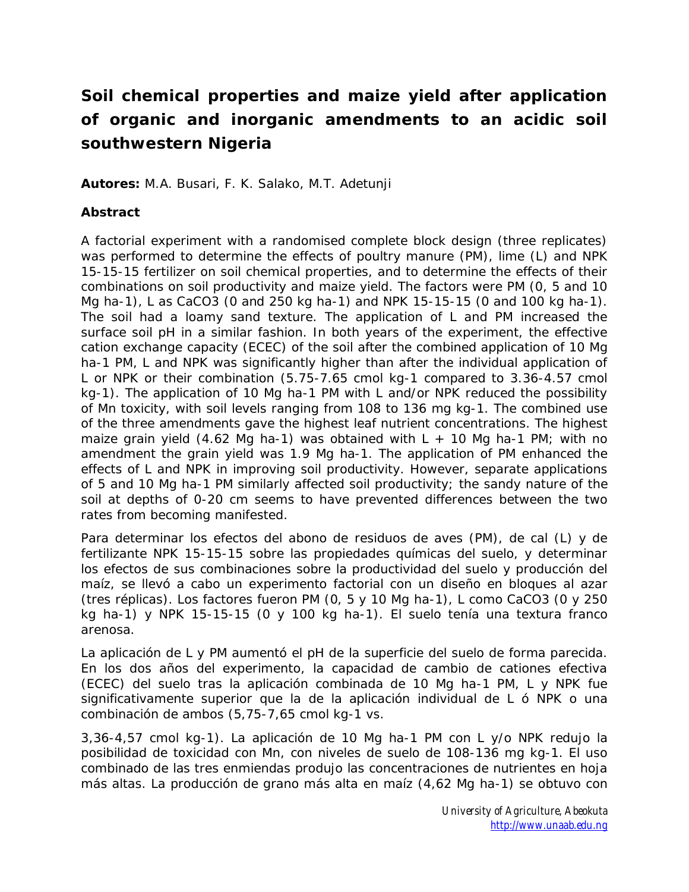# Soil chemical properties and maize yield after application of organic and inorganic amendments to an acidic soil southwestern Nigeria

**Autores:** M.A. Busari, F. K. Salako, M.T. Adetunji

## Abstract

A factorial experiment with a randomised complete block design (three replicates) was performed to determine the effects of poultry manure (PM), lime (L) and NPK 15-15-15 fertilizer on soil chemical properties, and to determine the effects of their combinations on soil productivity and maize yield. The factors were PM (0, 5 and 10 Mg ha-1), L as $CaCO_3$ (0 and 250 kg ha-1) and NPK 15-15-15 (0 and 100 kg ha-1). The soil had a loamy sand texture. The application of L and PM increased the surface soil pH in a similar fashion. In both years of the experiment, the effective cation exchange capacity (ECEC) of the soil after the combined application of 10 Mg ha-1 PM, L and NPK was significantly higher than after the individual application of L or NPK or their combination (5.75-7.65 cmol kg-1 compared to 3.36-4.57 cmol kg-1). The application of 10 Mg ha-1 PM with L and/or NPK reduced the possibility of Mn toxicity, with soil levels ranging from 108 to 136 mg kg-1. The combined use of the three amendments gave the highest leaf nutrient concentrations. The highest maize grain yield (4.62 Mg ha-1) was obtained with L + 10 Mg ha-1 PM; with no amendment the grain yield was 1.9 Mg ha-1. The application of PM enhanced the effects of L and NPK in improving soil productivity. However, separate applications of 5 and 10 Mg ha-1 PM similarly affected soil productivity; the sandy nature of the soil at depths of 0-20 cm seems to have prevented differences between the two rates from becoming manifested.

Para determinar los efectos del abono de residuos de aves (PM), de cal (L) y de fertilizante NPK 15-15-15 sobre las propiedades químicas del suelo, y determinar los efectos de sus combinaciones sobre la productividad del suelo y producción del maíz, se llevó a cabo un experimento factorial con un diseño en bloques al azar (tres réplicas). Los factores fueron PM (0, 5 y 10 Mg ha-1), L como $CaCO_3$ (0 y 250 kg ha-1) y NPK 15-15-15 (0 y 100 kg ha-1). El suelo tenía una textura franco arenosa.

La aplicación de L y PM aumentó el pH de la superficie del suelo de forma parecida. En los dos años del experimento, la capacidad de cambio de cationes efectiva (ECEC) del suelo tras la aplicación combinada de 10 Mg ha-1 PM, L y NPK fue significativamente superior que la de la aplicación individual de L ó NPK o una combinación de ambos (5,75-7,65 cmol kg-1 vs.

3,36-4,57 cmol kg-1). La aplicación de 10 Mg ha-1 PM con L y/o NPK redujo la posibilidad de toxicidad con Mn, con niveles de suelo de 108-136 mg kg-1. El uso combinado de las tres enmiendas produjo las concentraciones de nutrientes en hoja más altas. La producción de grano más alta en maíz (4,62 Mg ha-1) se obtuvo con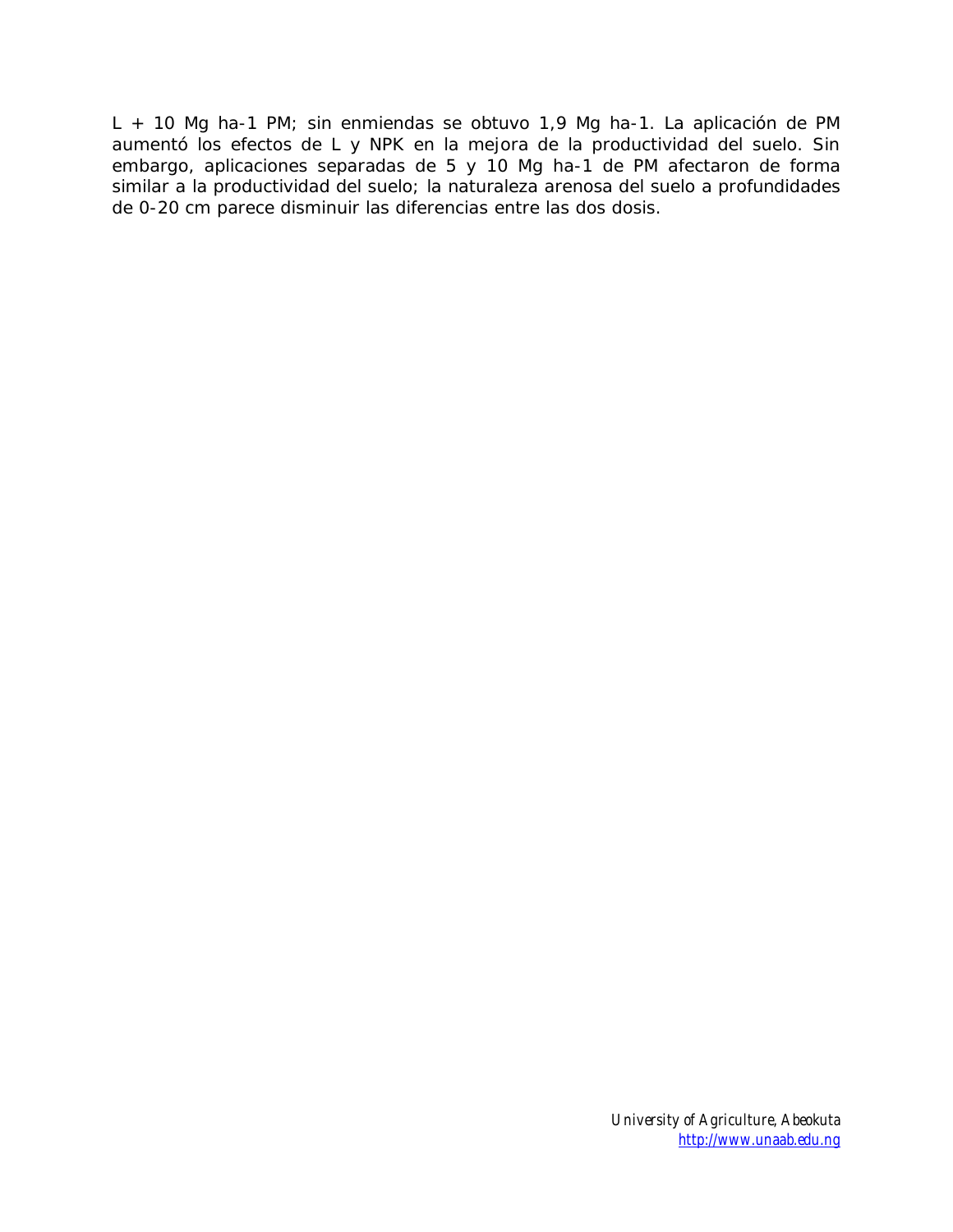L + 10 Mg ha-1 PM; sin enmiendas se obtuvo 1,9 Mg ha-1. La aplicación de PM aumentó los efectos de L y NPK en la mejora de la productividad del suelo. Sin embargo, aplicaciones separadas de 5 y 10 Mg ha-1 de PM afectaron de forma similar a la productividad del suelo; la naturaleza arenosa del suelo a profundidades de 0-20 cm parece disminuir las diferencias entre las dos dosis.